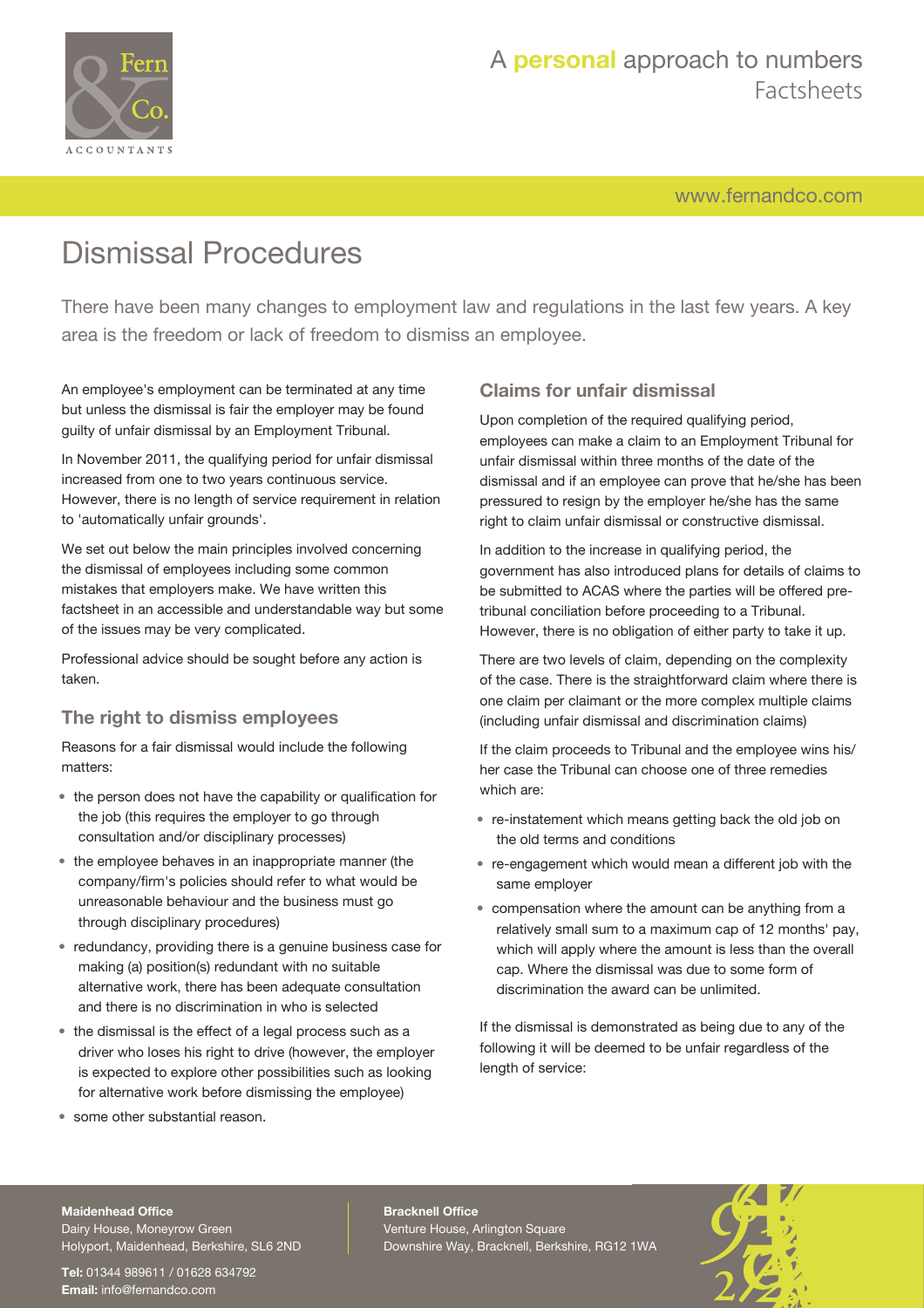# Dismissal Procedures

There have been many changes to employment law and regulations in the last few years. A key area is the freedom or lack of freedom to dismiss an employee.

An employee's employment can be terminated at any time but unless the dismissal is fair the employer may be found guilty of unfair dismissal by an Employment Tribunal.

In November 2011, the qualifying period for unfair dismissal increased from one to two years continuous service. However, there is no length of service requirement in relation to 'automatically unfair grounds'.

We set out below the main principles involved concerning the dismissal of employees including some common mistakes that employers make. We have written this factsheet in an accessible and understandable way but some of the issues may be very complicated.

Professional advice should be sought before any action is taken.

## The right to dismiss employees

Reasons for a fair dismissal would include the following matters:

- the person does not have the capability or qualification for the job (this requires the employer to go through consultation and/or disciplinary processes)
- the employee behaves in an inappropriate manner (the company/firm's policies should refer to what would be unreasonable behaviour and the business must go through disciplinary procedures)
- redundancy, providing there is a genuine business case for making (a) position(s) redundant with no suitable alternative work, there has been adequate consultation and there is no discrimination in who is selected
- the dismissal is the effect of a legal process such as a driver who loses his right to drive (however, the employer is expected to explore other possibilities such as looking for alternative work before dismissing the employee)
- some other substantial reason.

## Claims for unfair dismissal

Upon completion of the required qualifying period, employees can make a claim to an Employment Tribunal for unfair dismissal within three months of the date of the dismissal and if an employee can prove that he/she has been pressured to resign by the employer he/she has the same right to claim unfair dismissal or constructive dismissal.

In addition to the increase in qualifying period, the government has also introduced plans for details of claims to be submitted to ACAS where the parties will be offered pre-tribunal conciliation before proceeding to a Tribunal. However, there is no obligation of either party to take it up.

There are two levels of claim, depending on the complexity of the case. There is the straightforward claim where there is one claim per claimant or the more complex multiple claims (including unfair dismissal and discrimination claims)

If the claim proceeds to Tribunal and the employee wins his/her case the Tribunal can choose one of three remedies which are:

- re-instatement which means getting back the old job on the old terms and conditions
- re-engagement which would mean a different job with the same employer
- compensation where the amount can be anything from a relatively small sum to a maximum cap of 12 months' pay, which will apply where the amount is less than the overall cap. Where the dismissal was due to some form of discrimination the award can be unlimited.

If the dismissal is demonstrated as being due to any of the following it will be deemed to be unfair regardless of the length of service: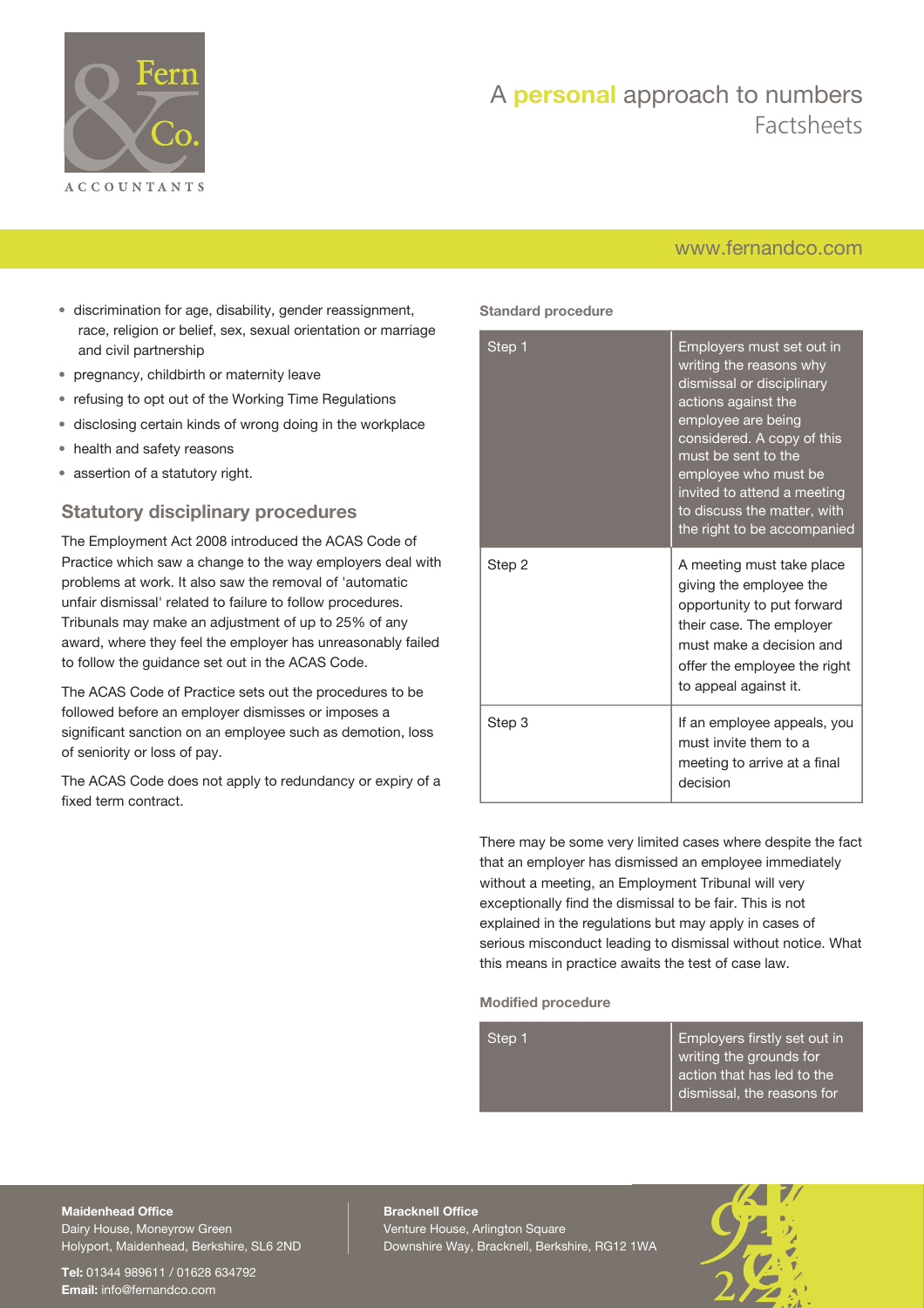- discrimination for age, disability, gender reassignment, race, religion or belief, sex, sexual orientation or marriage and civil partnership
- pregnancy, childbirth or maternity leave
- refusing to opt out of the Working Time Regulations
- disclosing certain kinds of wrong doing in the workplace
- health and safety reasons
- assertion of a statutory right.

## Statutory disciplinary procedures

The Employment Act 2008 introduced the ACAS Code of Practice which saw a change to the way employers deal with problems at work. It also saw the removal of 'automatic unfair dismissal' related to failure to follow procedures. Tribunals may make an adjustment of up to 25% of any award, where they feel the employer has unreasonably failed to follow the guidance set out in the ACAS Code.

The ACAS Code of Practice sets out the procedures to be followed before an employer dismisses or imposes a significant sanction on an employee such as demotion, loss of seniority or loss of pay.

The ACAS Code does not apply to redundancy or expiry of a fixed term contract.

### Standard procedure

| | |
|---|---|
| Step 1 | Employers must set out in writing the reasons why dismissal or disciplinary actions against the employee are being considered. A copy of this must be sent to the employee who must be invited to attend a meeting to discuss the matter, with the right to be accompanied |
| Step 2 | A meeting must take place giving the employee the opportunity to put forward their case. The employer must make a decision and offer the employee the right to appeal against it. |
| Step 3 | If an employee appeals, you must invite them to a meeting to arrive at a final decision |

There may be some very limited cases where despite the fact that an employer has dismissed an employee immediately without a meeting, an Employment Tribunal will very exceptionally find the dismissal to be fair. This is not explained in the regulations but may apply in cases of serious misconduct leading to dismissal without notice. What this means in practice awaits the test of case law.

### Modified procedure

| | |
|---|---|
| Step 1 | Employers firstly set out in writing the grounds for action that has led to the dismissal, the reasons for |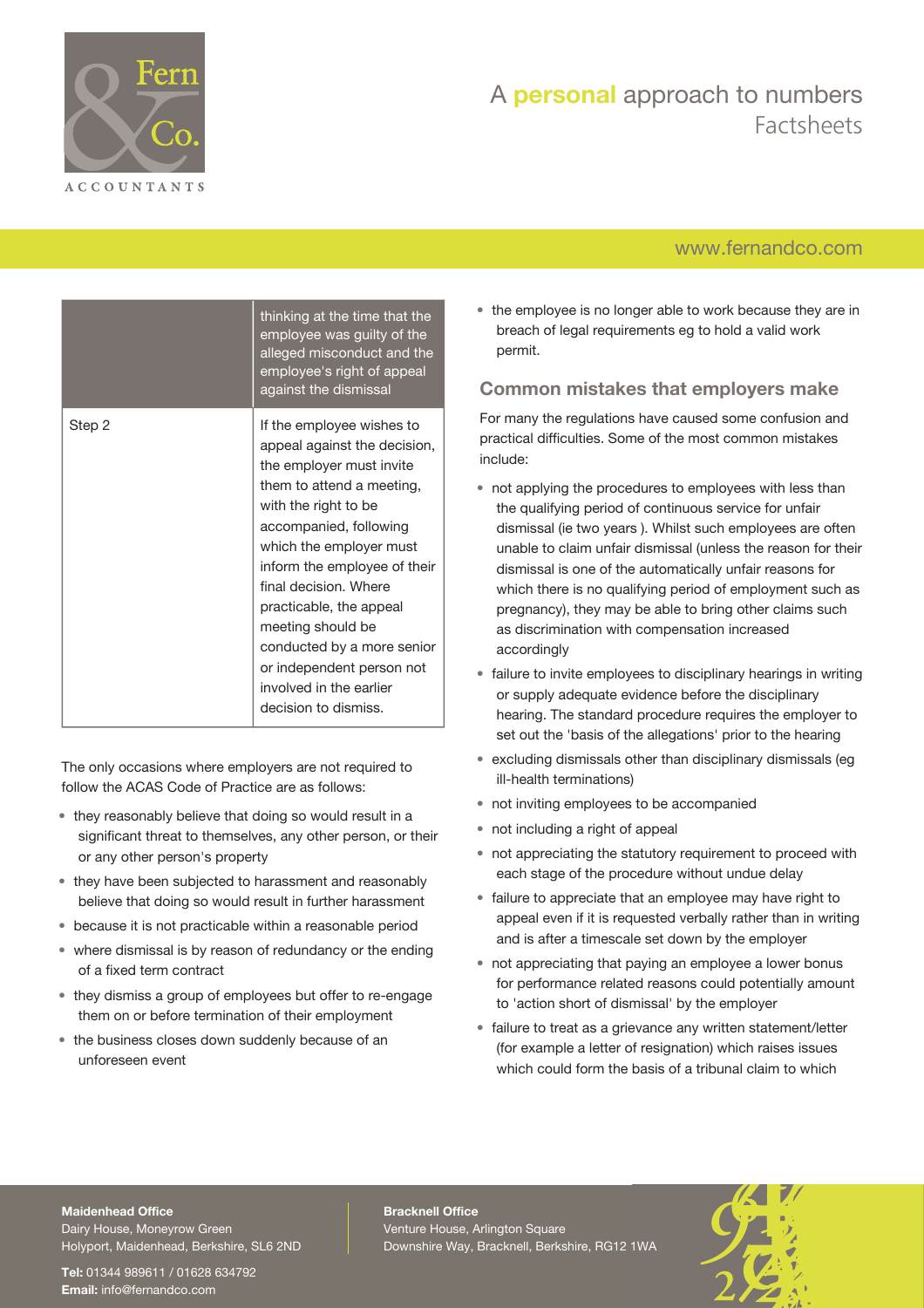| | thinking at the time that the employee was guilty of the alleged misconduct and the employee's right of appeal against the dismissal |
|---|---|
| Step 2 | If the employee wishes to appeal against the decision, the employer must invite them to attend a meeting, with the right to be accompanied, following which the employer must inform the employee of their final decision. Where practicable, the appeal meeting should be conducted by a more senior or independent person not involved in the earlier decision to dismiss. |

The only occasions where employers are not required to follow the ACAS Code of Practice are as follows:

- they reasonably believe that doing so would result in a significant threat to themselves, any other person, or their or any other person's property
- they have been subjected to harassment and reasonably believe that doing so would result in further harassment
- because it is not practicable within a reasonable period
- where dismissal is by reason of redundancy or the ending of a fixed term contract
- they dismiss a group of employees but offer to re-engage them on or before termination of their employment
- the business closes down suddenly because of an unforeseen event
- the employee is no longer able to work because they are in breach of legal requirements eg to hold a valid work permit.

## Common mistakes that employers make

For many the regulations have caused some confusion and practical difficulties. Some of the most common mistakes include:

- not applying the procedures to employees with less than the qualifying period of continuous service for unfair dismissal (ie two years ). Whilst such employees are often unable to claim unfair dismissal (unless the reason for their dismissal is one of the automatically unfair reasons for which there is no qualifying period of employment such as pregnancy), they may be able to bring other claims such as discrimination with compensation increased accordingly
- failure to invite employees to disciplinary hearings in writing or supply adequate evidence before the disciplinary hearing. The standard procedure requires the employer to set out the 'basis of the allegations' prior to the hearing
- excluding dismissals other than disciplinary dismissals (eg ill-health terminations)
- not inviting employees to be accompanied
- not including a right of appeal
- not appreciating the statutory requirement to proceed with each stage of the procedure without undue delay
- failure to appreciate that an employee may have right to appeal even if it is requested verbally rather than in writing and is after a timescale set down by the employer
- not appreciating that paying an employee a lower bonus for performance related reasons could potentially amount to 'action short of dismissal' by the employer
- failure to treat as a grievance any written statement/letter (for example a letter of resignation) which raises issues which could form the basis of a tribunal claim to which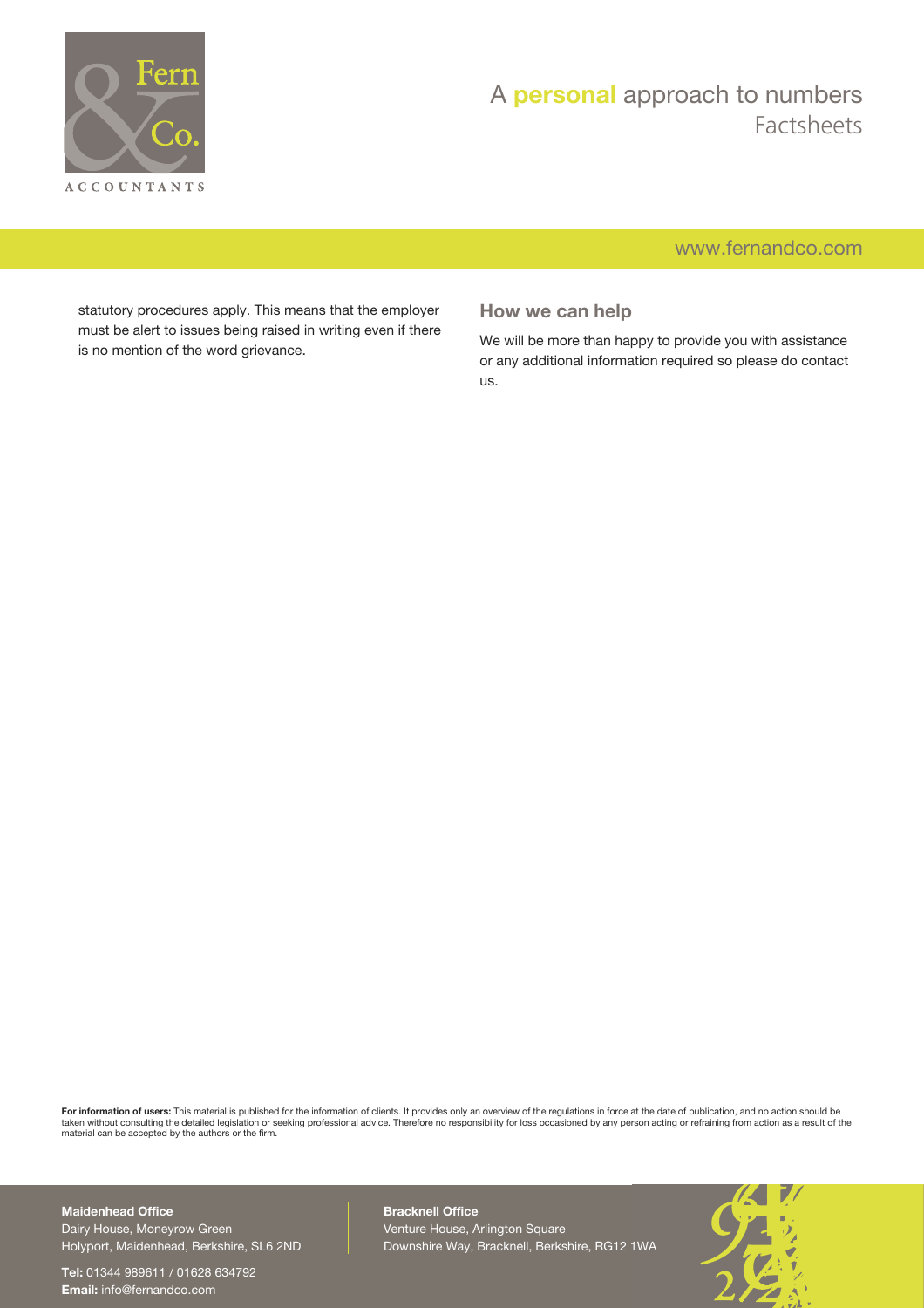statutory procedures apply. This means that the employer must be alert to issues being raised in writing even if there is no mention of the word grievance.

## How we can help

We will be more than happy to provide you with assistance or any additional information required so please do contact us.

**For information of users:** This material is published for the information of clients. It provides only an overview of the regulations in force at the date of publication, and no action should be taken without consulting the detailed legislation or seeking professional advice. Therefore no responsibility for loss occasioned by any person acting or refraining from action as a result of the material can be accepted by the authors or the firm.